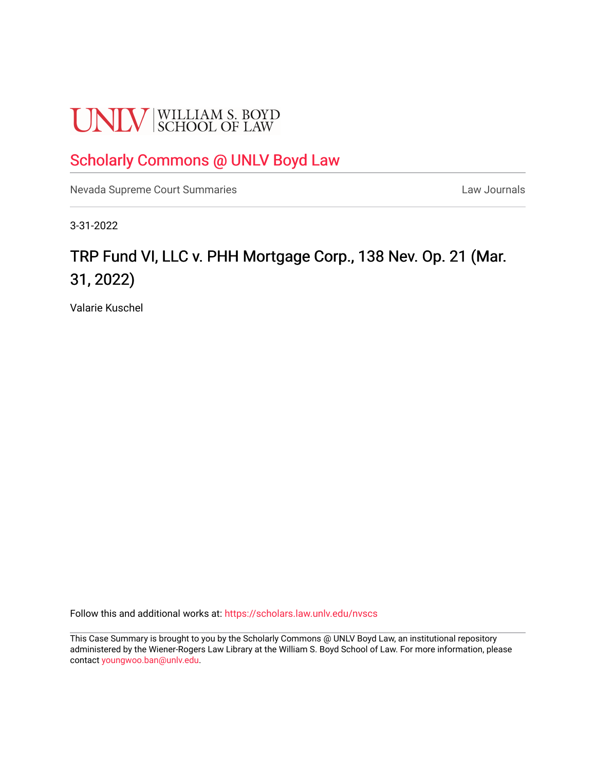UNLV | WILLIAM S. BOYD SCHOOL OF LAW

# Scholarly Commons @ UNLV Boyd Law

Nevada Supreme Court Summaries

Law Journals

3-31-2022

## TRP Fund VI, LLC v. PHH Mortgage Corp., 138 Nev. Op. 21 (Mar. 31, 2022)

Valarie Kuschel

Follow this and additional works at: https://scholars.law.unlv.edu/nvscs

This Case Summary is brought to you by the Scholarly Commons @ UNLV Boyd Law, an institutional repository administered by the Wiener-Rogers Law Library at the William S. Boyd School of Law. For more information, please contact youngwoo.ban@unlv.edu.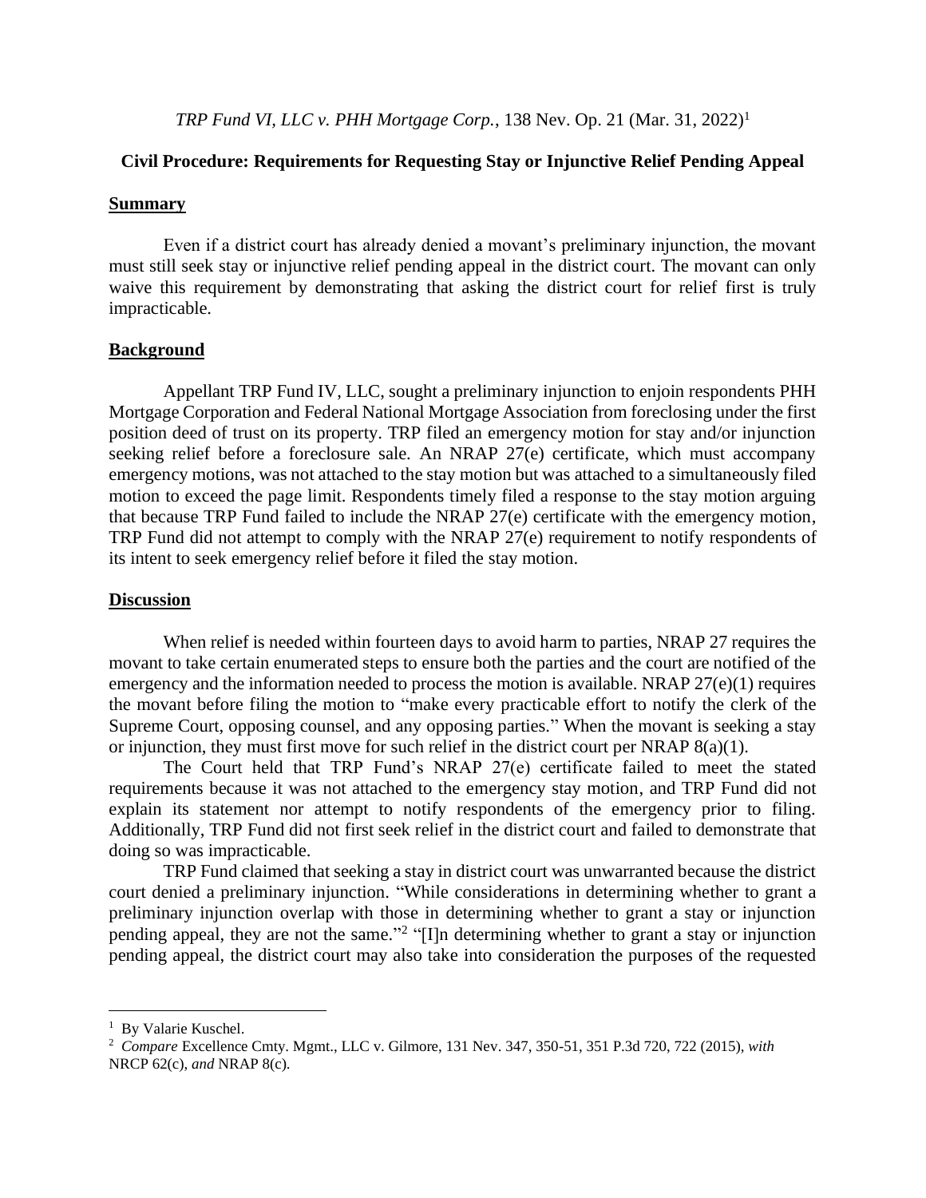*TRP Fund VI, LLC v. PHH Mortgage Corp.*, 138 Nev. Op. 21 (Mar. 31, 2022)[1]

**Civil Procedure: Requirements for Requesting Stay or Injunctive Relief Pending Appeal**

## Summary

Even if a district court has already denied a movant's preliminary injunction, the movant must still seek stay or injunctive relief pending appeal in the district court. The movant can only waive this requirement by demonstrating that asking the district court for relief first is truly impracticable.

## Background

Appellant TRP Fund IV, LLC, sought a preliminary injunction to enjoin respondents PHH Mortgage Corporation and Federal National Mortgage Association from foreclosing under the first position deed of trust on its property. TRP filed an emergency motion for stay and/or injunction seeking relief before a foreclosure sale. An NRAP 27(e) certificate, which must accompany emergency motions, was not attached to the stay motion but was attached to a simultaneously filed motion to exceed the page limit. Respondents timely filed a response to the stay motion arguing that because TRP Fund failed to include the NRAP 27(e) certificate with the emergency motion, TRP Fund did not attempt to comply with the NRAP 27(e) requirement to notify respondents of its intent to seek emergency relief before it filed the stay motion.

## Discussion

When relief is needed within fourteen days to avoid harm to parties, NRAP 27 requires the movant to take certain enumerated steps to ensure both the parties and the court are notified of the emergency and the information needed to process the motion is available. NRAP 27(e)(1) requires the movant before filing the motion to "make every practicable effort to notify the clerk of the Supreme Court, opposing counsel, and any opposing parties." When the movant is seeking a stay or injunction, they must first move for such relief in the district court per NRAP 8(a)(1).

The Court held that TRP Fund's NRAP 27(e) certificate failed to meet the stated requirements because it was not attached to the emergency stay motion, and TRP Fund did not explain its statement nor attempt to notify respondents of the emergency prior to filing. Additionally, TRP Fund did not first seek relief in the district court and failed to demonstrate that doing so was impracticable.

TRP Fund claimed that seeking a stay in district court was unwarranted because the district court denied a preliminary injunction. "While considerations in determining whether to grant a preliminary injunction overlap with those in determining whether to grant a stay or injunction pending appeal, they are not the same."[2] "[I]n determining whether to grant a stay or injunction pending appeal, the district court may also take into consideration the purposes of the requested

---

[1] By Valarie Kuschel.

[2] *Compare* Excellence Cmty. Mgmt., LLC v. Gilmore, 131 Nev. 347, 350-51, 351 P.3d 720, 722 (2015), *with* NRCP 62(c), *and* NRAP 8(c).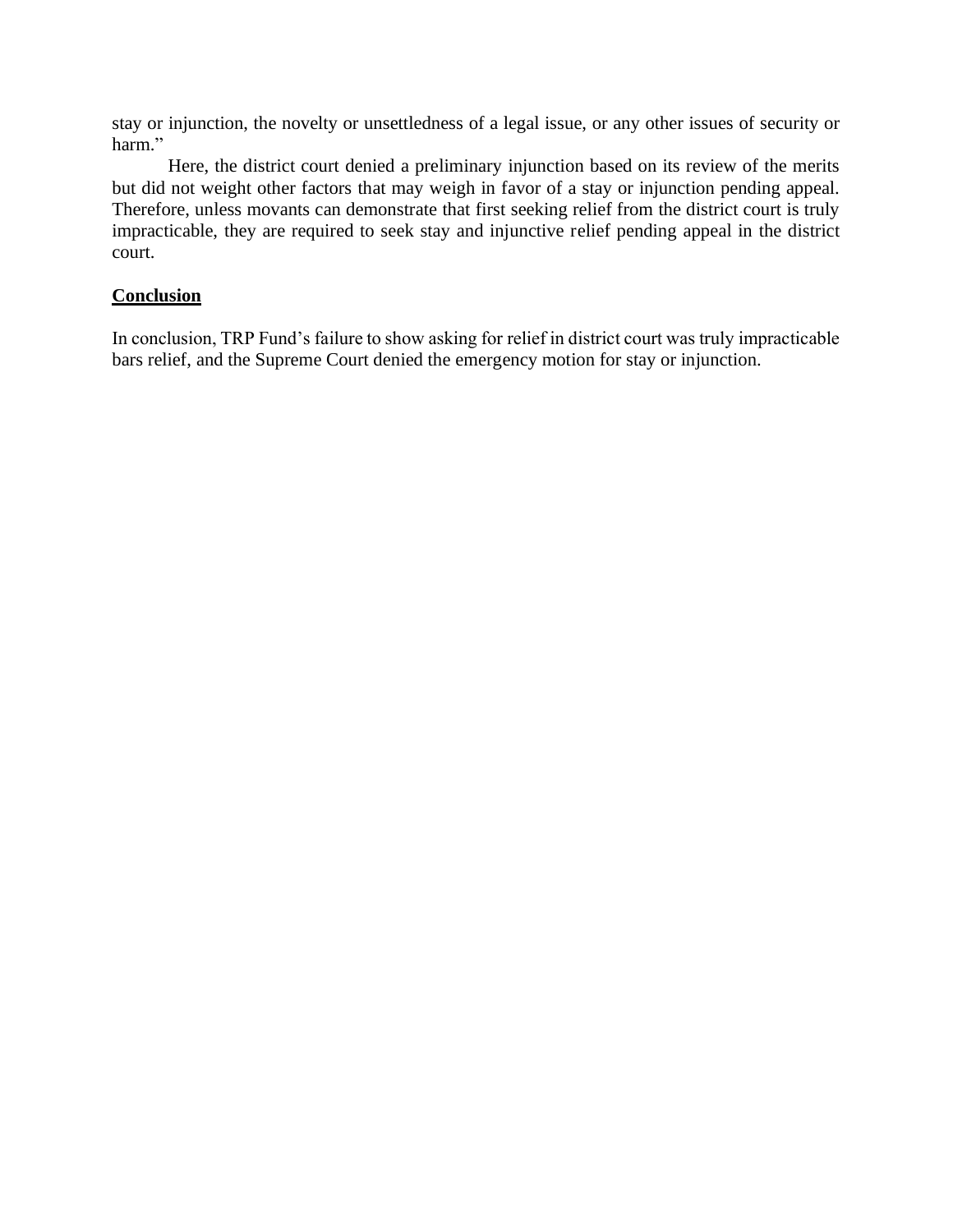stay or injunction, the novelty or unsettledness of a legal issue, or any other issues of security or harm."

Here, the district court denied a preliminary injunction based on its review of the merits but did not weight other factors that may weigh in favor of a stay or injunction pending appeal. Therefore, unless movants can demonstrate that first seeking relief from the district court is truly impracticable, they are required to seek stay and injunctive relief pending appeal in the district court.

## Conclusion

In conclusion, TRP Fund's failure to show asking for relief in district court was truly impracticable bars relief, and the Supreme Court denied the emergency motion for stay or injunction.